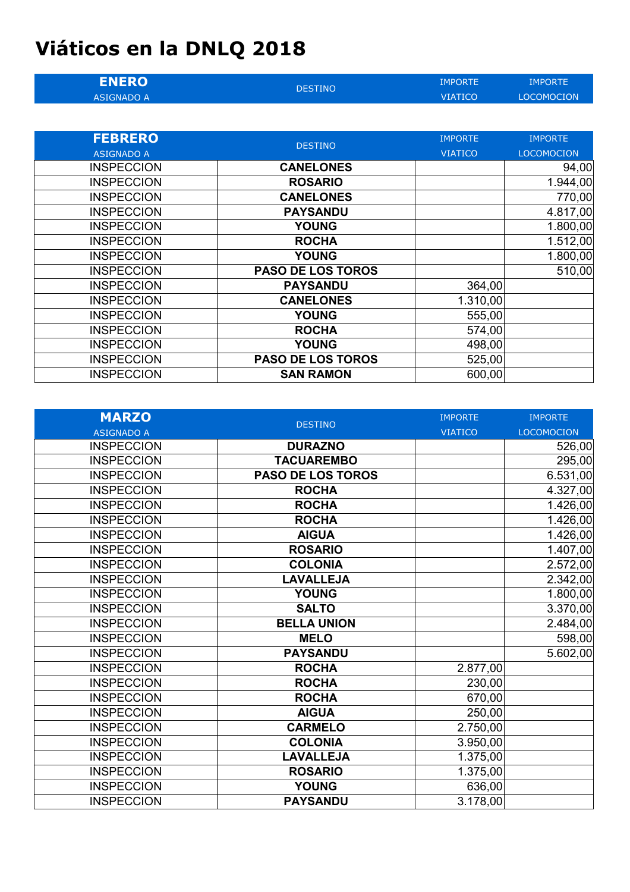# Viáticos en la DNLQ 2018

| ENERO<br>ASIGNADO A | DESTINO | IMPORTE VIATICO | IMPORTE LOCOMOCION |
|---|---|---|---|

| FEBRERO<br>ASIGNADO A | DESTINO | IMPORTE VIATICO | IMPORTE LOCOMOCION |
|---|---|---|---|
| INSPECCION | **CANELONES** | | 94,00 |
| INSPECCION | **ROSARIO** | | 1.944,00 |
| INSPECCION | **CANELONES** | | 770,00 |
| INSPECCION | **PAYSANDU** | | 4.817,00 |
| INSPECCION | **YOUNG** | | 1.800,00 |
| INSPECCION | **ROCHA** | | 1.512,00 |
| INSPECCION | **YOUNG** | | 1.800,00 |
| INSPECCION | **PASO DE LOS TOROS** | | 510,00 |
| INSPECCION | **PAYSANDU** | 364,00 | |
| INSPECCION | **CANELONES** | 1.310,00 | |
| INSPECCION | **YOUNG** | 555,00 | |
| INSPECCION | **ROCHA** | 574,00 | |
| INSPECCION | **YOUNG** | 498,00 | |
| INSPECCION | **PASO DE LOS TOROS** | 525,00 | |
| INSPECCION | **SAN RAMON** | 600,00 | |

| MARZO<br>ASIGNADO A | DESTINO | IMPORTE VIATICO | IMPORTE LOCOMOCION |
|---|---|---|---|
| INSPECCION | **DURAZNO** | | 526,00 |
| INSPECCION | **TACUAREMBO** | | 295,00 |
| INSPECCION | **PASO DE LOS TOROS** | | 6.531,00 |
| INSPECCION | **ROCHA** | | 4.327,00 |
| INSPECCION | **ROCHA** | | 1.426,00 |
| INSPECCION | **ROCHA** | | 1.426,00 |
| INSPECCION | **AIGUA** | | 1.426,00 |
| INSPECCION | **ROSARIO** | | 1.407,00 |
| INSPECCION | **COLONIA** | | 2.572,00 |
| INSPECCION | **LAVALLEJA** | | 2.342,00 |
| INSPECCION | **YOUNG** | | 1.800,00 |
| INSPECCION | **SALTO** | | 3.370,00 |
| INSPECCION | **BELLA UNION** | | 2.484,00 |
| INSPECCION | **MELO** | | 598,00 |
| INSPECCION | **PAYSANDU** | | 5.602,00 |
| INSPECCION | **ROCHA** | 2.877,00 | |
| INSPECCION | **ROCHA** | 230,00 | |
| INSPECCION | **ROCHA** | 670,00 | |
| INSPECCION | **AIGUA** | 250,00 | |
| INSPECCION | **CARMELO** | 2.750,00 | |
| INSPECCION | **COLONIA** | 3.950,00 | |
| INSPECCION | **LAVALLEJA** | 1.375,00 | |
| INSPECCION | **ROSARIO** | 1.375,00 | |
| INSPECCION | **YOUNG** | 636,00 | |
| INSPECCION | **PAYSANDU** | 3.178,00 | |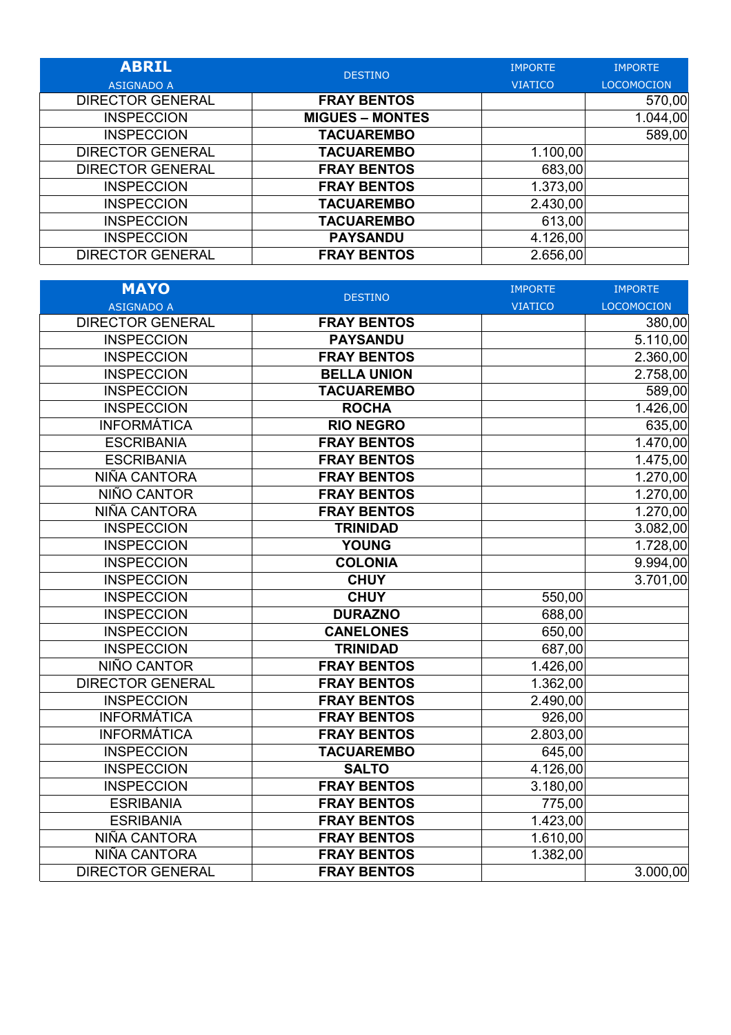| **ABRIL** ASIGNADO A | DESTINO | IMPORTE VIATICO | IMPORTE LOCOMOCION |
|---|---|---|---|
| DIRECTOR GENERAL | **FRAY BENTOS** | | 570,00 |
| INSPECCION | **MIGUES – MONTES** | | 1.044,00 |
| INSPECCION | **TACUAREMBO** | | 589,00 |
| DIRECTOR GENERAL | **TACUAREMBO** | 1.100,00 | |
| DIRECTOR GENERAL | **FRAY BENTOS** | 683,00 | |
| INSPECCION | **FRAY BENTOS** | 1.373,00 | |
| INSPECCION | **TACUAREMBO** | 2.430,00 | |
| INSPECCION | **TACUAREMBO** | 613,00 | |
| INSPECCION | **PAYSANDU** | 4.126,00 | |
| DIRECTOR GENERAL | **FRAY BENTOS** | 2.656,00 | |

| **MAYO** ASIGNADO A | DESTINO | IMPORTE VIATICO | IMPORTE LOCOMOCION |
|---|---|---|---|
| DIRECTOR GENERAL | **FRAY BENTOS** | | 380,00 |
| INSPECCION | **PAYSANDU** | | 5.110,00 |
| INSPECCION | **FRAY BENTOS** | | 2.360,00 |
| INSPECCION | **BELLA UNION** | | 2.758,00 |
| INSPECCION | **TACUAREMBO** | | 589,00 |
| INSPECCION | **ROCHA** | | 1.426,00 |
| INFORMÁTICA | **RIO NEGRO** | | 635,00 |
| ESCRIBANIA | **FRAY BENTOS** | | 1.470,00 |
| ESCRIBANIA | **FRAY BENTOS** | | 1.475,00 |
| NIÑA CANTORA | **FRAY BENTOS** | | 1.270,00 |
| NIÑO CANTOR | **FRAY BENTOS** | | 1.270,00 |
| NIÑA CANTORA | **FRAY BENTOS** | | 1.270,00 |
| INSPECCION | **TRINIDAD** | | 3.082,00 |
| INSPECCION | **YOUNG** | | 1.728,00 |
| INSPECCION | **COLONIA** | | 9.994,00 |
| INSPECCION | **CHUY** | | 3.701,00 |
| INSPECCION | **CHUY** | 550,00 | |
| INSPECCION | **DURAZNO** | 688,00 | |
| INSPECCION | **CANELONES** | 650,00 | |
| INSPECCION | **TRINIDAD** | 687,00 | |
| NIÑO CANTOR | **FRAY BENTOS** | 1.426,00 | |
| DIRECTOR GENERAL | **FRAY BENTOS** | 1.362,00 | |
| INSPECCION | **FRAY BENTOS** | 2.490,00 | |
| INFORMÁTICA | **FRAY BENTOS** | 926,00 | |
| INFORMÁTICA | **FRAY BENTOS** | 2.803,00 | |
| INSPECCION | **TACUAREMBO** | 645,00 | |
| INSPECCION | **SALTO** | 4.126,00 | |
| INSPECCION | **FRAY BENTOS** | 3.180,00 | |
| ESRIBANIA | **FRAY BENTOS** | 775,00 | |
| ESRIBANIA | **FRAY BENTOS** | 1.423,00 | |
| NIÑA CANTORA | **FRAY BENTOS** | 1.610,00 | |
| NIÑA CANTORA | **FRAY BENTOS** | 1.382,00 | |
| DIRECTOR GENERAL | **FRAY BENTOS** | | 3.000,00 |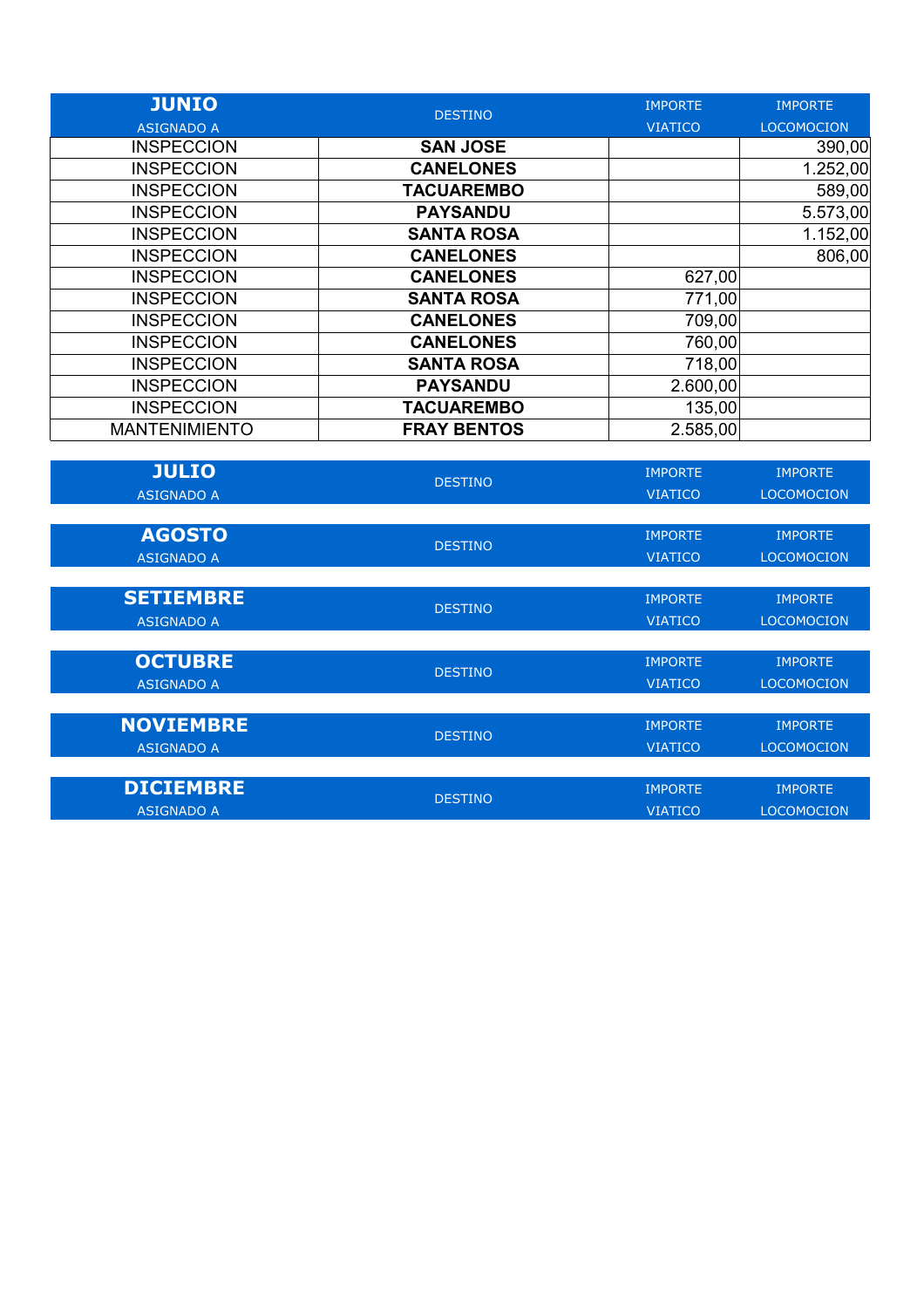| JUNIO ASIGNADO A | DESTINO | IMPORTE VIATICO | IMPORTE LOCOMOCION |
|---|---|---|---|
| INSPECCION | **SAN JOSE** | | 390,00 |
| INSPECCION | **CANELONES** | | 1.252,00 |
| INSPECCION | **TACUAREMBO** | | 589,00 |
| INSPECCION | **PAYSANDU** | | 5.573,00 |
| INSPECCION | **SANTA ROSA** | | 1.152,00 |
| INSPECCION | **CANELONES** | | 806,00 |
| INSPECCION | **CANELONES** | 627,00 | |
| INSPECCION | **SANTA ROSA** | 771,00 | |
| INSPECCION | **CANELONES** | 709,00 | |
| INSPECCION | **CANELONES** | 760,00 | |
| INSPECCION | **SANTA ROSA** | 718,00 | |
| INSPECCION | **PAYSANDU** | 2.600,00 | |
| INSPECCION | **TACUAREMBO** | 135,00 | |
| MANTENIMIENTO | **FRAY BENTOS** | 2.585,00 | |

| JULIO ASIGNADO A | DESTINO | IMPORTE VIATICO | IMPORTE LOCOMOCION |
|---|---|---|---|

| AGOSTO ASIGNADO A | DESTINO | IMPORTE VIATICO | IMPORTE LOCOMOCION |
|---|---|---|---|

| SETIEMBRE ASIGNADO A | DESTINO | IMPORTE VIATICO | IMPORTE LOCOMOCION |
|---|---|---|---|

| OCTUBRE ASIGNADO A | DESTINO | IMPORTE VIATICO | IMPORTE LOCOMOCION |
|---|---|---|---|

| NOVIEMBRE ASIGNADO A | DESTINO | IMPORTE VIATICO | IMPORTE LOCOMOCION |
|---|---|---|---|

| DICIEMBRE ASIGNADO A | DESTINO | IMPORTE VIATICO | IMPORTE LOCOMOCION |
|---|---|---|---|